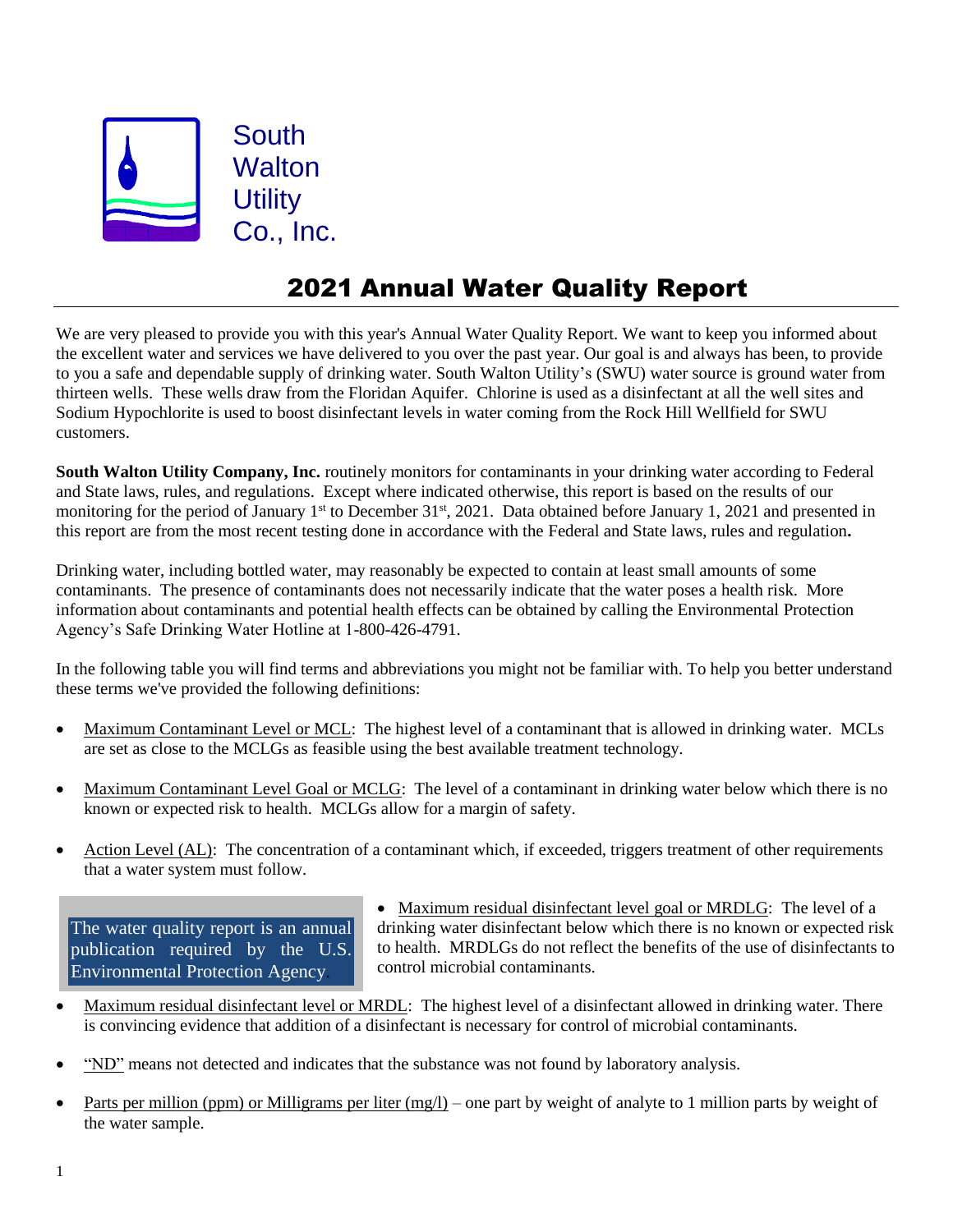South Walton Utility Co., Inc.

# 2021 Annual Water Quality Report

We are very pleased to provide you with this year's Annual Water Quality Report. We want to keep you informed about the excellent water and services we have delivered to you over the past year. Our goal is and always has been, to provide to you a safe and dependable supply of drinking water. South Walton Utility's (SWU) water source is ground water from thirteen wells. These wells draw from the Floridan Aquifer. Chlorine is used as a disinfectant at all the well sites and Sodium Hypochlorite is used to boost disinfectant levels in water coming from the Rock Hill Wellfield for SWU customers.

**South Walton Utility Company, Inc.** routinely monitors for contaminants in your drinking water according to Federal and State laws, rules, and regulations. Except where indicated otherwise, this report is based on the results of our monitoring for the period of January 1st to December 31st, 2021. Data obtained before January 1, 2021 and presented in this report are from the most recent testing done in accordance with the Federal and State laws, rules and regulation**.**

Drinking water, including bottled water, may reasonably be expected to contain at least small amounts of some contaminants. The presence of contaminants does not necessarily indicate that the water poses a health risk. More information about contaminants and potential health effects can be obtained by calling the Environmental Protection Agency's Safe Drinking Water Hotline at 1-800-426-4791.

In the following table you will find terms and abbreviations you might not be familiar with. To help you better understand these terms we've provided the following definitions:

- Maximum Contaminant Level or MCL: The highest level of a contaminant that is allowed in drinking water. MCLs are set as close to the MCLGs as feasible using the best available treatment technology.
- Maximum Contaminant Level Goal or MCLG: The level of a contaminant in drinking water below which there is no known or expected risk to health. MCLGs allow for a margin of safety.
- Action Level (AL): The concentration of a contaminant which, if exceeded, triggers treatment of other requirements that a water system must follow.

> The water quality report is an annual publication required by the U.S. Environmental Protection Agency.

- Maximum residual disinfectant level goal or MRDLG: The level of a drinking water disinfectant below which there is no known or expected risk to health. MRDLGs do not reflect the benefits of the use of disinfectants to control microbial contaminants.
- Maximum residual disinfectant level or MRDL: The highest level of a disinfectant allowed in drinking water. There is convincing evidence that addition of a disinfectant is necessary for control of microbial contaminants.
- "ND" means not detected and indicates that the substance was not found by laboratory analysis.
- Parts per million (ppm) or Milligrams per liter (mg/l) – one part by weight of analyte to 1 million parts by weight of the water sample.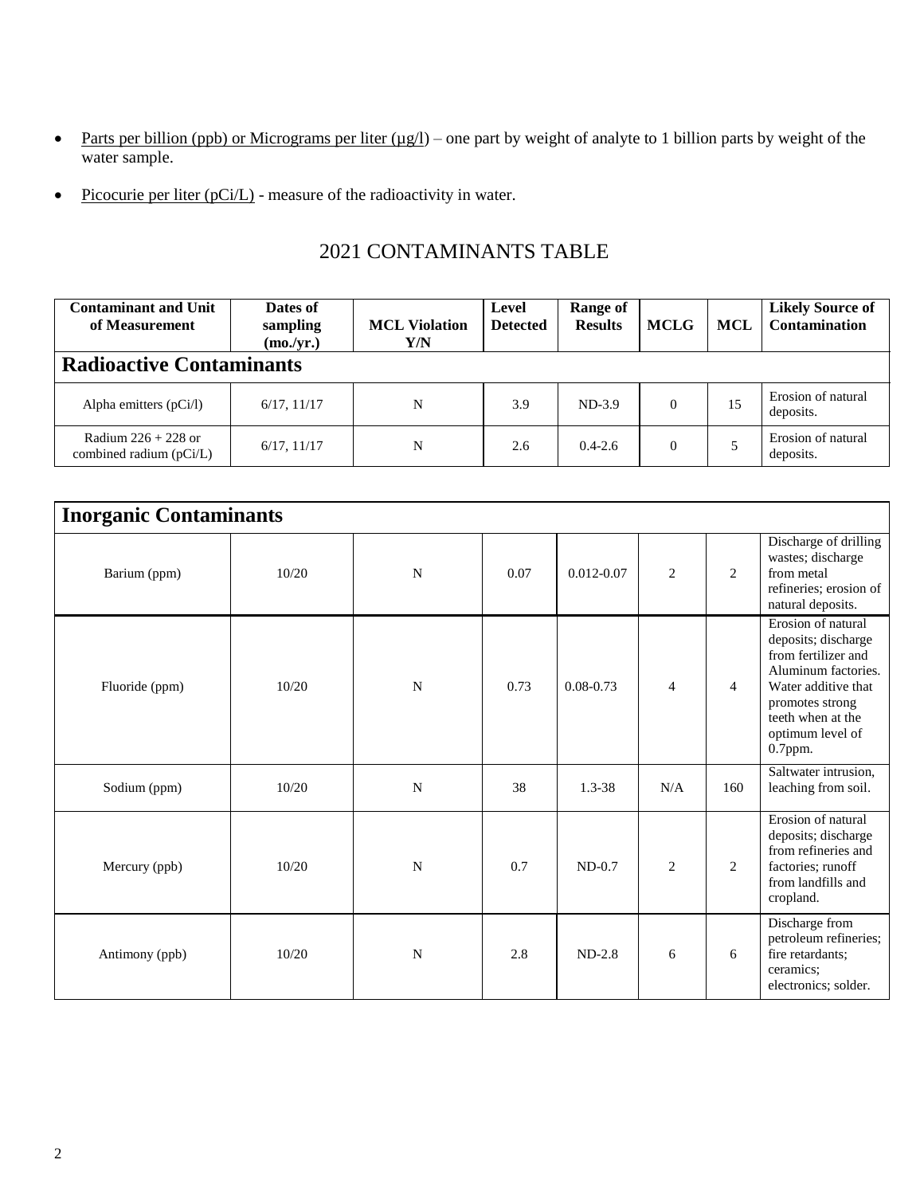- Parts per billion (ppb) or Micrograms per liter (µg/l) – one part by weight of analyte to 1 billion parts by weight of the water sample.
- Picocurie per liter (pCi/L) - measure of the radioactivity in water.

## 2021 CONTAMINANTS TABLE

| Contaminant and Unit of Measurement | Dates of sampling (mo./yr.) | MCL Violation Y/N | Level Detected | Range of Results | MCLG | MCL | Likely Source of Contamination |
|---|---|---|---|---|---|---|---|
| **Radioactive Contaminants** | | | | | | | |
| Alpha emitters (pCi/l) | 6/17, 11/17 | N | 3.9 | ND-3.9 | 0 | 15 | Erosion of natural deposits. |
| Radium 226 + 228 or combined radium (pCi/L) | 6/17, 11/17 | N | 2.6 | 0.4-2.6 | 0 | 5 | Erosion of natural deposits. |
| **Inorganic Contaminants** | | | | | | | |
| Barium (ppm) | 10/20 | N | 0.07 | 0.012-0.07 | 2 | 2 | Discharge of drilling wastes; discharge from metal refineries; erosion of natural deposits. |
| Fluoride (ppm) | 10/20 | N | 0.73 | 0.08-0.73 | 4 | 4 | Erosion of natural deposits; discharge from fertilizer and Aluminum factories. Water additive that promotes strong teeth when at the optimum level of 0.7ppm. |
| Sodium (ppm) | 10/20 | N | 38 | 1.3-38 | N/A | 160 | Saltwater intrusion, leaching from soil. |
| Mercury (ppb) | 10/20 | N | 0.7 | ND-0.7 | 2 | 2 | Erosion of natural deposits; discharge from refineries and factories; runoff from landfills and cropland. |
| Antimony (ppb) | 10/20 | N | 2.8 | ND-2.8 | 6 | 6 | Discharge from petroleum refineries; fire retardants; ceramics; electronics; solder. |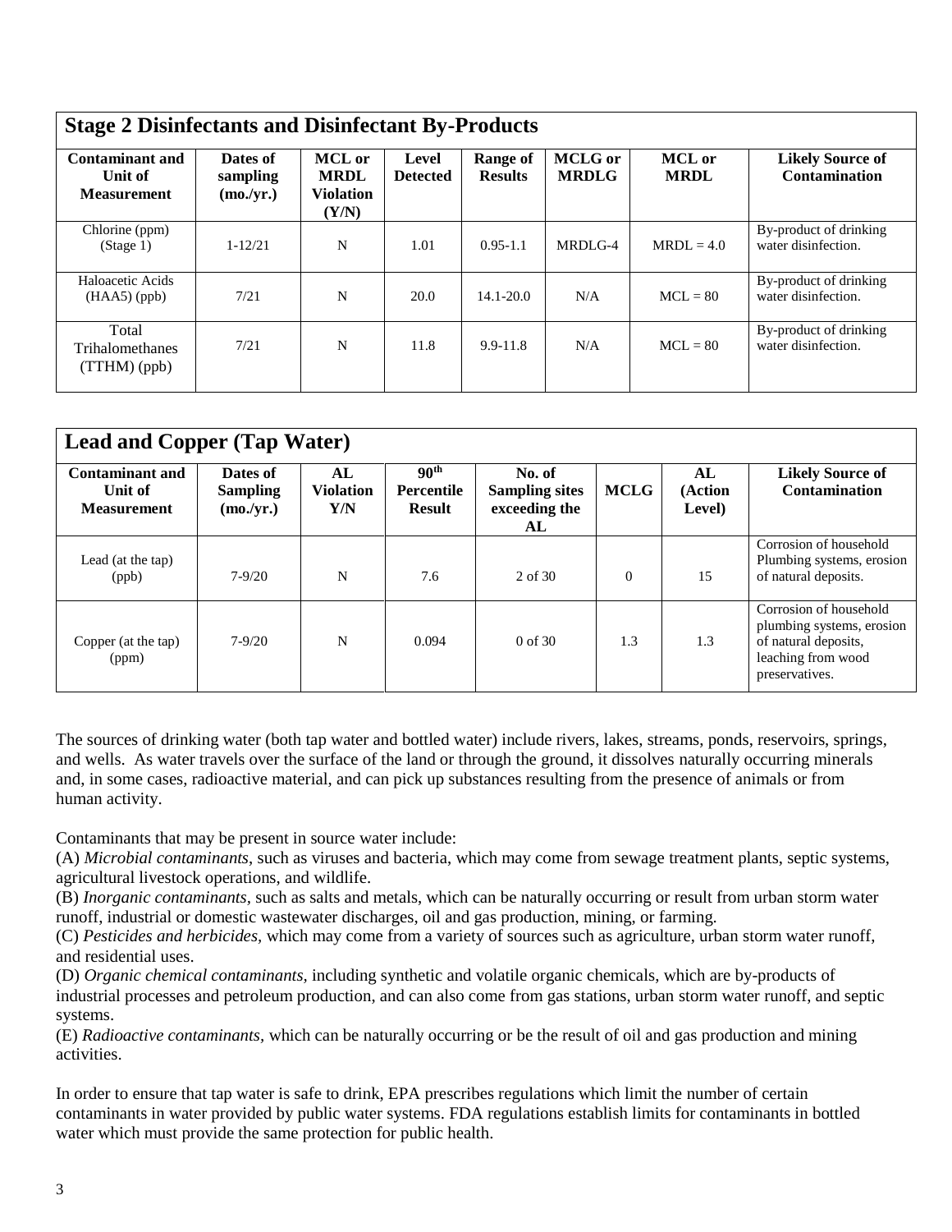| Stage 2 Disinfectants and Disinfectant By-Products | | | | | | | |
|---|---|---|---|---|---|---|---|
| **Contaminant and Unit of Measurement** | **Dates of sampling (mo./yr.)** | **MCL or MRDL Violation (Y/N)** | **Level Detected** | **Range of Results** | **MCLG or MRDLG** | **MCL or MRDL** | **Likely Source of Contamination** |
| Chlorine (ppm) (Stage 1) | 1-12/21 | N | 1.01 | 0.95-1.1 | MRDLG-4 | MRDL = 4.0 | By-product of drinking water disinfection. |
| Haloacetic Acids (HAA5) (ppb) | 7/21 | N | 20.0 | 14.1-20.0 | N/A | MCL = 80 | By-product of drinking water disinfection. |
| Total Trihalomethanes (TTHM) (ppb) | 7/21 | N | 11.8 | 9.9-11.8 | N/A | MCL = 80 | By-product of drinking water disinfection. |

| Lead and Copper (Tap Water) | | | | | | | |
|---|---|---|---|---|---|---|---|
| **Contaminant and Unit of Measurement** | **Dates of Sampling (mo./yr.)** | **AL Violation Y/N** | **90th Percentile Result** | **No. of Sampling sites exceeding the AL** | **MCLG** | **AL (Action Level)** | **Likely Source of Contamination** |
| Lead (at the tap) (ppb) | 7-9/20 | N | 7.6 | 2 of 30 | 0 | 15 | Corrosion of household Plumbing systems, erosion of natural deposits. |
| Copper (at the tap) (ppm) | 7-9/20 | N | 0.094 | 0 of 30 | 1.3 | 1.3 | Corrosion of household plumbing systems, erosion of natural deposits, leaching from wood preservatives. |

The sources of drinking water (both tap water and bottled water) include rivers, lakes, streams, ponds, reservoirs, springs, and wells. As water travels over the surface of the land or through the ground, it dissolves naturally occurring minerals and, in some cases, radioactive material, and can pick up substances resulting from the presence of animals or from human activity.

Contaminants that may be present in source water include:
(A) *Microbial contaminants*, such as viruses and bacteria, which may come from sewage treatment plants, septic systems, agricultural livestock operations, and wildlife.
(B) *Inorganic contaminants*, such as salts and metals, which can be naturally occurring or result from urban storm water runoff, industrial or domestic wastewater discharges, oil and gas production, mining, or farming.
(C) *Pesticides and herbicides*, which may come from a variety of sources such as agriculture, urban storm water runoff, and residential uses.
(D) *Organic chemical contaminants*, including synthetic and volatile organic chemicals, which are by-products of industrial processes and petroleum production, and can also come from gas stations, urban storm water runoff, and septic systems.
(E) *Radioactive contaminants*, which can be naturally occurring or be the result of oil and gas production and mining activities.

In order to ensure that tap water is safe to drink, EPA prescribes regulations which limit the number of certain contaminants in water provided by public water systems. FDA regulations establish limits for contaminants in bottled water which must provide the same protection for public health.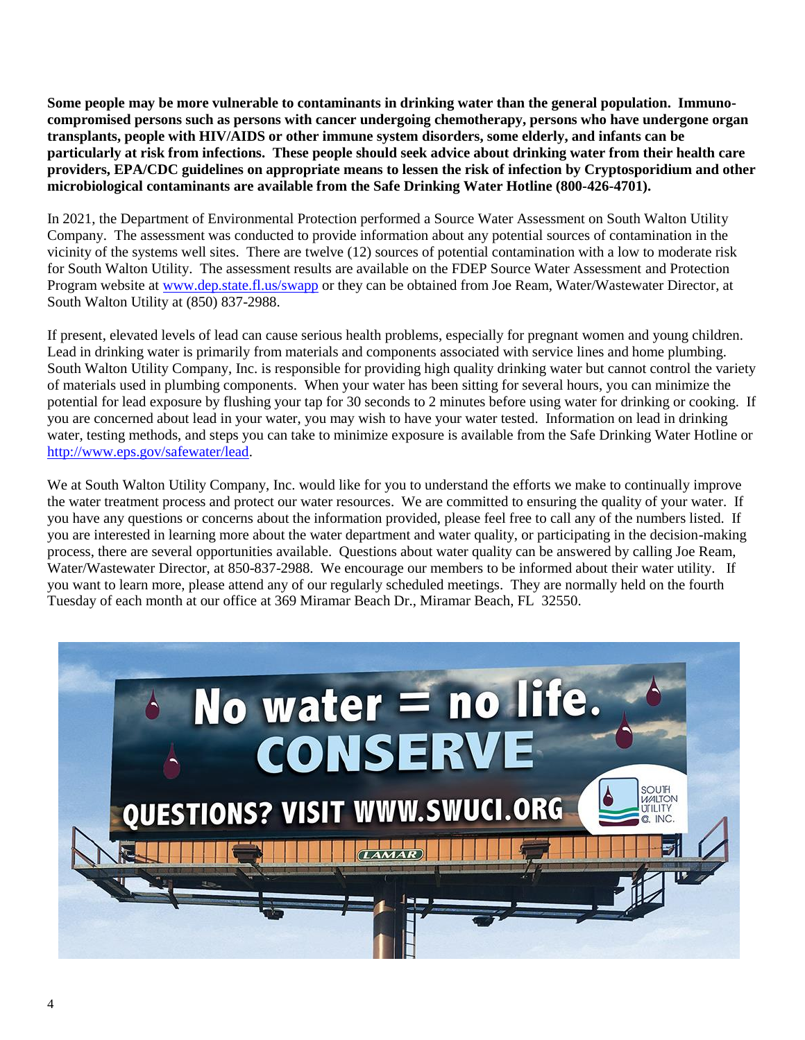**Some people may be more vulnerable to contaminants in drinking water than the general population. Immuno-compromised persons such as persons with cancer undergoing chemotherapy, persons who have undergone organ transplants, people with HIV/AIDS or other immune system disorders, some elderly, and infants can be particularly at risk from infections. These people should seek advice about drinking water from their health care providers, EPA/CDC guidelines on appropriate means to lessen the risk of infection by Cryptosporidium and other microbiological contaminants are available from the Safe Drinking Water Hotline (800-426-4701).**

In 2021, the Department of Environmental Protection performed a Source Water Assessment on South Walton Utility Company. The assessment was conducted to provide information about any potential sources of contamination in the vicinity of the systems well sites. There are twelve (12) sources of potential contamination with a low to moderate risk for South Walton Utility. The assessment results are available on the FDEP Source Water Assessment and Protection Program website at www.dep.state.fl.us/swapp or they can be obtained from Joe Ream, Water/Wastewater Director, at South Walton Utility at (850) 837-2988.

If present, elevated levels of lead can cause serious health problems, especially for pregnant women and young children. Lead in drinking water is primarily from materials and components associated with service lines and home plumbing. South Walton Utility Company, Inc. is responsible for providing high quality drinking water but cannot control the variety of materials used in plumbing components. When your water has been sitting for several hours, you can minimize the potential for lead exposure by flushing your tap for 30 seconds to 2 minutes before using water for drinking or cooking. If you are concerned about lead in your water, you may wish to have your water tested. Information on lead in drinking water, testing methods, and steps you can take to minimize exposure is available from the Safe Drinking Water Hotline or http://www.eps.gov/safewater/lead.

We at South Walton Utility Company, Inc. would like for you to understand the efforts we make to continually improve the water treatment process and protect our water resources. We are committed to ensuring the quality of your water. If you have any questions or concerns about the information provided, please feel free to call any of the numbers listed. If you are interested in learning more about the water department and water quality, or participating in the decision-making process, there are several opportunities available. Questions about water quality can be answered by calling Joe Ream, Water/Wastewater Director, at 850-837-2988. We encourage our members to be informed about their water utility. If you want to learn more, please attend any of our regularly scheduled meetings. They are normally held on the fourth Tuesday of each month at our office at 369 Miramar Beach Dr., Miramar Beach, FL 32550.